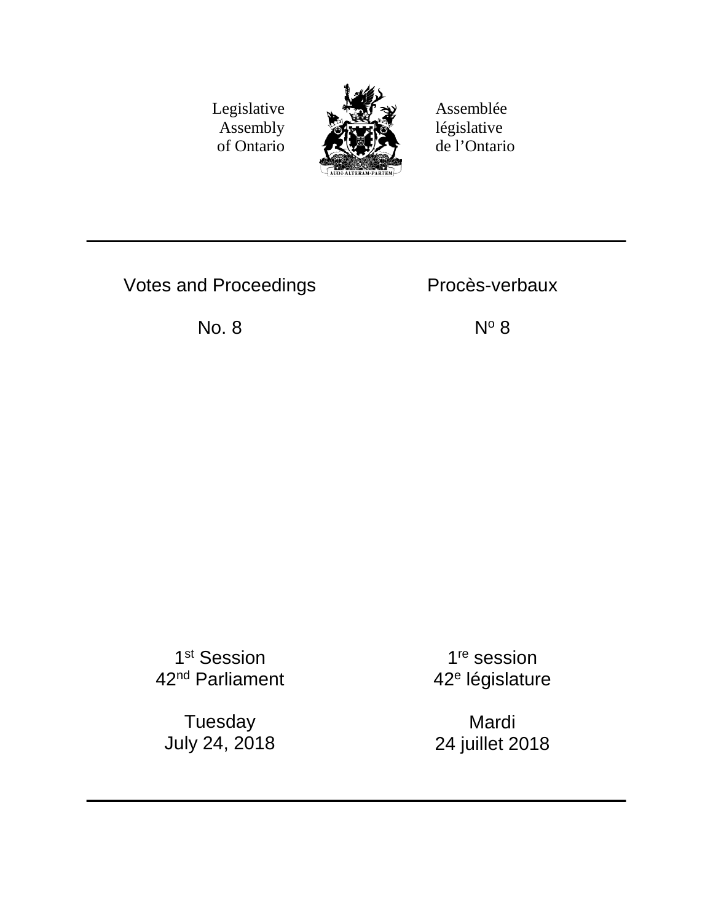Legislative Assembly of Ontario

Assemblée législative de l'Ontario

# Votes and Proceedings

# Procès-verbaux

No. 8

Nº 8

1st Session
42nd Parliament

1re session
42e législature

Tuesday
July 24, 2018

Mardi
24 juillet 2018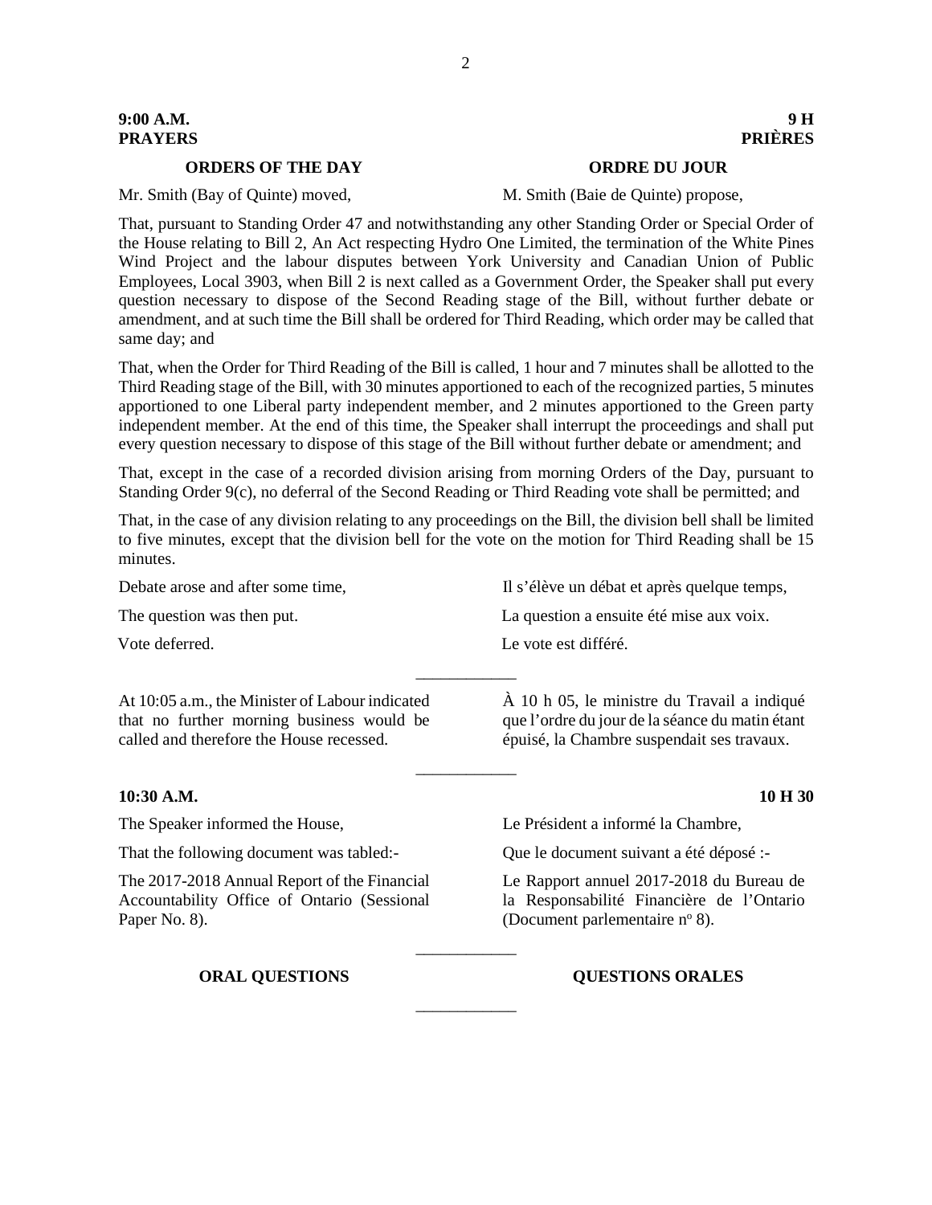**9:00 A.M.**
**PRAYERS**

**9 H**
**PRIÈRES**

## ORDERS OF THE DAY

## ORDRE DU JOUR

Mr. Smith (Bay of Quinte) moved,

M. Smith (Baie de Quinte) propose,

That, pursuant to Standing Order 47 and notwithstanding any other Standing Order or Special Order of the House relating to Bill 2, An Act respecting Hydro One Limited, the termination of the White Pines Wind Project and the labour disputes between York University and Canadian Union of Public Employees, Local 3903, when Bill 2 is next called as a Government Order, the Speaker shall put every question necessary to dispose of the Second Reading stage of the Bill, without further debate or amendment, and at such time the Bill shall be ordered for Third Reading, which order may be called that same day; and

That, when the Order for Third Reading of the Bill is called, 1 hour and 7 minutes shall be allotted to the Third Reading stage of the Bill, with 30 minutes apportioned to each of the recognized parties, 5 minutes apportioned to one Liberal party independent member, and 2 minutes apportioned to the Green party independent member. At the end of this time, the Speaker shall interrupt the proceedings and shall put every question necessary to dispose of this stage of the Bill without further debate or amendment; and

That, except in the case of a recorded division arising from morning Orders of the Day, pursuant to Standing Order 9(c), no deferral of the Second Reading or Third Reading vote shall be permitted; and

That, in the case of any division relating to any proceedings on the Bill, the division bell shall be limited to five minutes, except that the division bell for the vote on the motion for Third Reading shall be 15 minutes.

Debate arose and after some time,

Il s'élève un débat et après quelque temps,

The question was then put.

La question a ensuite été mise aux voix.

Vote deferred.

Le vote est différé.

---

At 10:05 a.m., the Minister of Labour indicated that no further morning business would be called and therefore the House recessed.

À 10 h 05, le ministre du Travail a indiqué que l'ordre du jour de la séance du matin étant épuisé, la Chambre suspendait ses travaux.

---

**10:30 A.M.**

**10 H 30**

The Speaker informed the House,

Le Président a informé la Chambre,

That the following document was tabled:-

Que le document suivant a été déposé :-

The 2017-2018 Annual Report of the Financial Accountability Office of Ontario (Sessional Paper No. 8).

Le Rapport annuel 2017-2018 du Bureau de la Responsabilité Financière de l'Ontario (Document parlementaire n[o] 8).

---

## ORAL QUESTIONS

## QUESTIONS ORALES

---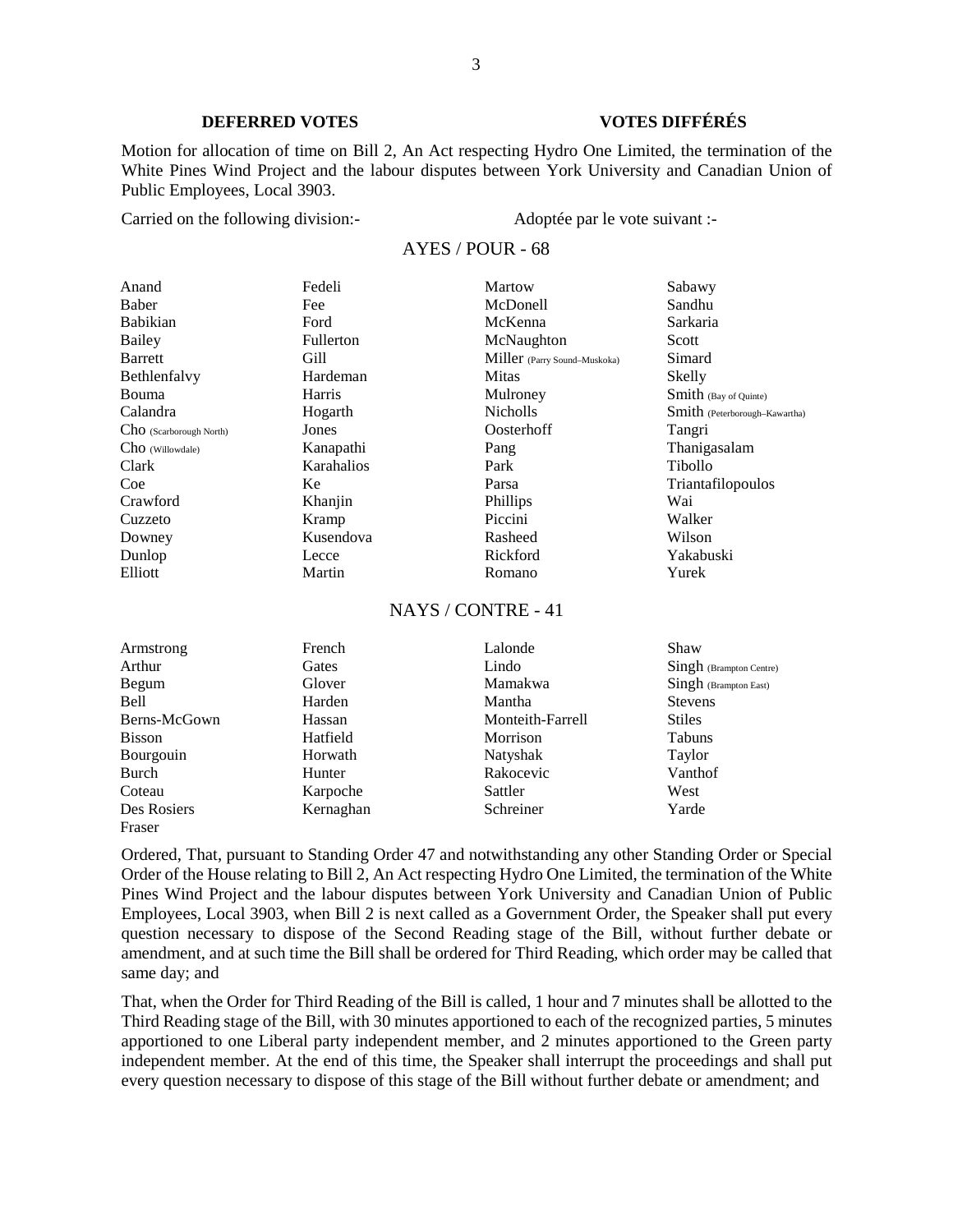**DEFERRED VOTES** **VOTES DIFFÉRÉS**

Motion for allocation of time on Bill 2, An Act respecting Hydro One Limited, the termination of the White Pines Wind Project and the labour disputes between York University and Canadian Union of Public Employees, Local 3903.

Carried on the following division:- Adoptée par le vote suivant :-

AYES / POUR - 68

| | | | |
|---|---|---|---|
| Anand | Fedeli | Martow | Sabawy |
| Baber | Fee | McDonell | Sandhu |
| Babikian | Ford | McKenna | Sarkaria |
| Bailey | Fullerton | McNaughton | Scott |
| Barrett | Gill | Miller (Parry Sound–Muskoka) | Simard |
| Bethlenfalvy | Hardeman | Mitas | Skelly |
| Bouma | Harris | Mulroney | Smith (Bay of Quinte) |
| Calandra | Hogarth | Nicholls | Smith (Peterborough–Kawartha) |
| Cho (Scarborough North) | Jones | Oosterhoff | Tangri |
| Cho (Willowdale) | Kanapathi | Pang | Thanigasalam |
| Clark | Karahalios | Park | Tibollo |
| Coe | Ke | Parsa | Triantafilopoulos |
| Crawford | Khanjin | Phillips | Wai |
| Cuzzeto | Kramp | Piccini | Walker |
| Downey | Kusendova | Rasheed | Wilson |
| Dunlop | Lecce | Rickford | Yakabuski |
| Elliott | Martin | Romano | Yurek |

NAYS / CONTRE - 41

| | | | |
|---|---|---|---|
| Armstrong | French | Lalonde | Shaw |
| Arthur | Gates | Lindo | Singh (Brampton Centre) |
| Begum | Glover | Mamakwa | Singh (Brampton East) |
| Bell | Harden | Mantha | Stevens |
| Berns-McGown | Hassan | Monteith-Farrell | Stiles |
| Bisson | Hatfield | Morrison | Tabuns |
| Bourgouin | Horwath | Natyshak | Taylor |
| Burch | Hunter | Rakocevic | Vanthof |
| Coteau | Karpoche | Sattler | West |
| Des Rosiers | Kernaghan | Schreiner | Yarde |
| Fraser | | | |

Ordered, That, pursuant to Standing Order 47 and notwithstanding any other Standing Order or Special Order of the House relating to Bill 2, An Act respecting Hydro One Limited, the termination of the White Pines Wind Project and the labour disputes between York University and Canadian Union of Public Employees, Local 3903, when Bill 2 is next called as a Government Order, the Speaker shall put every question necessary to dispose of the Second Reading stage of the Bill, without further debate or amendment, and at such time the Bill shall be ordered for Third Reading, which order may be called that same day; and

That, when the Order for Third Reading of the Bill is called, 1 hour and 7 minutes shall be allotted to the Third Reading stage of the Bill, with 30 minutes apportioned to each of the recognized parties, 5 minutes apportioned to one Liberal party independent member, and 2 minutes apportioned to the Green party independent member. At the end of this time, the Speaker shall interrupt the proceedings and shall put every question necessary to dispose of this stage of the Bill without further debate or amendment; and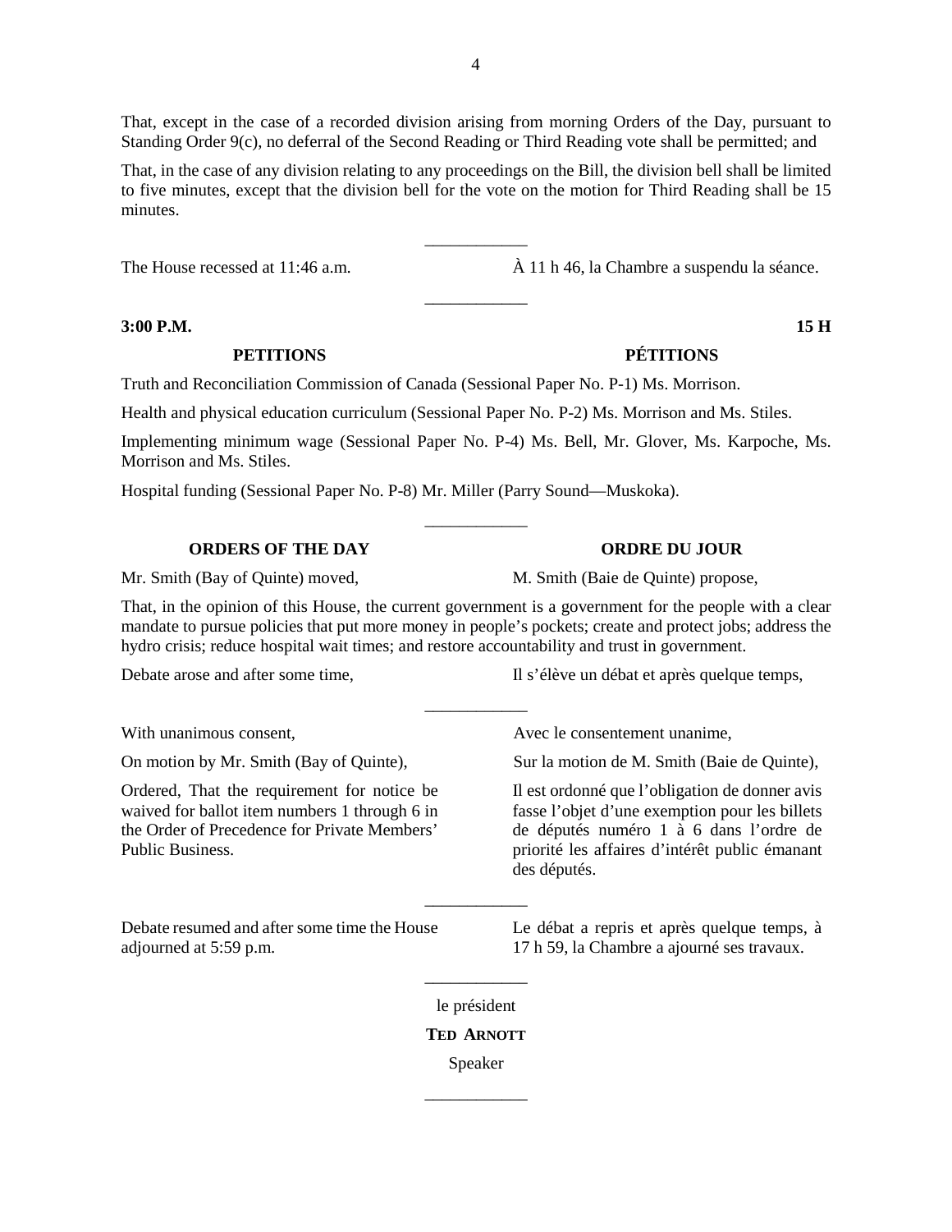That, except in the case of a recorded division arising from morning Orders of the Day, pursuant to Standing Order 9(c), no deferral of the Second Reading or Third Reading vote shall be permitted; and

That, in the case of any division relating to any proceedings on the Bill, the division bell shall be limited to five minutes, except that the division bell for the vote on the motion for Third Reading shall be 15 minutes.

---

The House recessed at 11:46 a.m.

À 11 h 46, la Chambre a suspendu la séance.

---

**3:00 P.M.** — **15 H**

## PETITIONS — PÉTITIONS

Truth and Reconciliation Commission of Canada (Sessional Paper No. P-1) Ms. Morrison.

Health and physical education curriculum (Sessional Paper No. P-2) Ms. Morrison and Ms. Stiles.

Implementing minimum wage (Sessional Paper No. P-4) Ms. Bell, Mr. Glover, Ms. Karpoche, Ms. Morrison and Ms. Stiles.

Hospital funding (Sessional Paper No. P-8) Mr. Miller (Parry Sound—Muskoka).

---

## ORDERS OF THE DAY — ORDRE DU JOUR

Mr. Smith (Bay of Quinte) moved,

M. Smith (Baie de Quinte) propose,

That, in the opinion of this House, the current government is a government for the people with a clear mandate to pursue policies that put more money in people's pockets; create and protect jobs; address the hydro crisis; reduce hospital wait times; and restore accountability and trust in government.

Debate arose and after some time,

Il s'élève un débat et après quelque temps,

---

With unanimous consent,

On motion by Mr. Smith (Bay of Quinte),

Ordered, That the requirement for notice be waived for ballot item numbers 1 through 6 in the Order of Precedence for Private Members' Public Business.

Avec le consentement unanime,

Sur la motion de M. Smith (Baie de Quinte),

Il est ordonné que l'obligation de donner avis fasse l'objet d'une exemption pour les billets de députés numéro 1 à 6 dans l'ordre de priorité les affaires d'intérêt public émanant des députés.

---

Debate resumed and after some time the House adjourned at 5:59 p.m.

Le débat a repris et après quelque temps, à 17 h 59, la Chambre a ajourné ses travaux.

---

le président

**TED ARNOTT**

Speaker

---